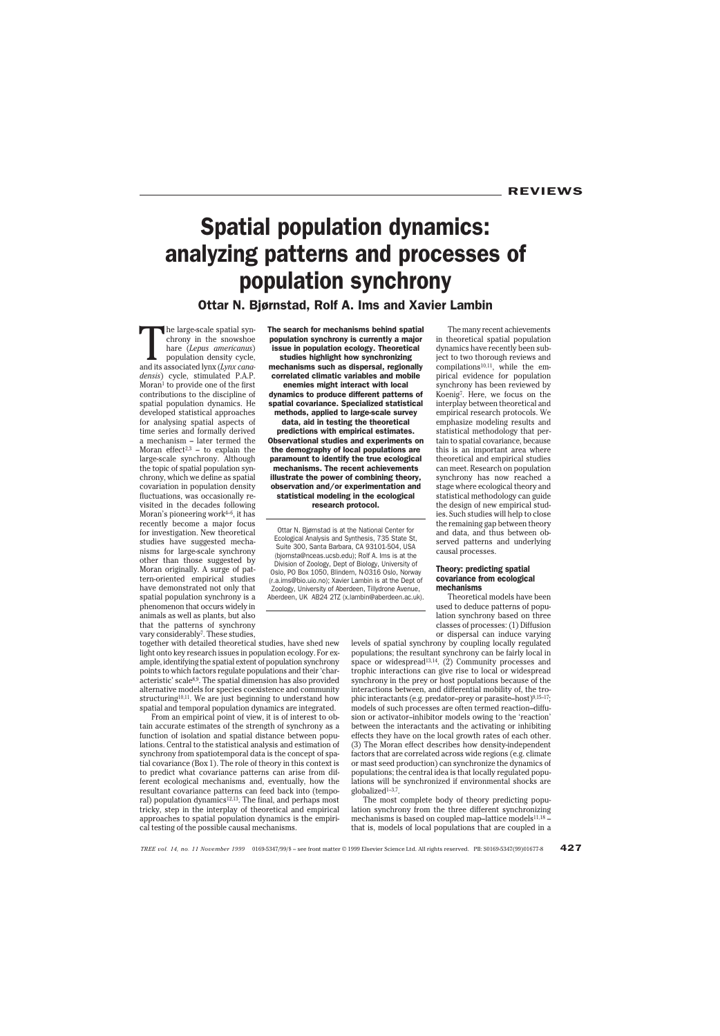# Spatial population dynamics: analyzing patterns and processes of population synchrony

**Ottar N. Bjørnstad, Rolf A. Ims and Xavier Lambin**

**The search for mechanisms behind spatial population synchrony is currently a major issue in population ecology. Theoretical studies highlight how synchronizing mechanisms such as dispersal, regionally correlated climatic variables and mobile enemies might interact with local dynamics to produce different patterns of spatial covariance. Specialized statistical methods, applied to large-scale survey data, aid in testing the theoretical predictions with empirical estimates. Observational studies and experiments on the demography of local populations are paramount to identify the true ecological mechanisms. The recent achievements illustrate the power of combining theory, observation and/or experimentation and statistical modeling in the ecological research protocol.**

Ottar N. Bjørnstad is at the National Center for Ecological Analysis and Synthesis, 735 State St, Suite 300, Santa Barbara, CA 93101-504, USA (bjornsta@nceas.ucsb.edu); Rolf A. Ims is at the Division of Zoology, Dept of Biology, University of Oslo, PO Box 1050, Blindern, N-0316 Oslo, Norway (r.a.ims@bio.uio.no); Xavier Lambin is at the Dept of Zoology, University of Aberdeen, Tillydrone Avenue, Aberdeen, UK AB24 2TZ (x.lambin@aberdeen.ac.uk).

The large-scale spatial synchrony in the snowshoe hare (*Lepus americanus*) population density cycle, and its associated lynx (*Lynx canadensis*) cycle, stimulated P.A.P. Moran[1] to provide one of the first contributions to the discipline of spatial population dynamics. He developed statistical approaches for analysing spatial aspects of time series and formally derived a mechanism – later termed the Moran effect[2,3] – to explain the large-scale synchrony. Although the topic of spatial population synchrony, which we define as spatial covariation in population density fluctuations, was occasionally revisited in the decades following Moran's pioneering work[4–6], it has recently become a major focus for investigation. New theoretical studies have suggested mechanisms for large-scale synchrony other than those suggested by Moran originally. A surge of pattern-oriented empirical studies have demonstrated not only that spatial population synchrony is a phenomenon that occurs widely in animals as well as plants, but also that the patterns of synchrony vary considerably[7]. These studies, together with detailed theoretical studies, have shed new light onto key research issues in population ecology. For example, identifying the spatial extent of population synchrony points to which factors regulate populations and their 'characteristic' scale[8,9]. The spatial dimension has also provided alternative models for species coexistence and community structuring[10,11]. We are just beginning to understand how spatial and temporal population dynamics are integrated.

From an empirical point of view, it is of interest to obtain accurate estimates of the strength of synchrony as a function of isolation and spatial distance between populations. Central to the statistical analysis and estimation of synchrony from spatiotemporal data is the concept of spatial covariance (Box 1). The role of theory in this context is to predict what covariance patterns can arise from different ecological mechanisms and, eventually, how the resultant covariance patterns can feed back into (temporal) population dynamics[12,13]. The final, and perhaps most tricky, step in the interplay of theoretical and empirical approaches to spatial population dynamics is the empirical testing of the possible causal mechanisms.

The many recent achievements in theoretical spatial population dynamics have recently been subject to two thorough reviews and compilations[10,11], while the empirical evidence for population synchrony has been reviewed by Koenig[7]. Here, we focus on the interplay between theoretical and empirical research protocols. We emphasize modeling results and statistical methodology that pertain to spatial covariance, because this is an important area where theoretical and empirical studies can meet. Research on population synchrony has now reached a stage where ecological theory and statistical methodology can guide the design of new empirical studies. Such studies will help to close the remaining gap between theory and data, and thus between observed patterns and underlying causal processes.

## Theory: predicting spatial covariance from ecological mechanisms

Theoretical models have been used to deduce patterns of population synchrony based on three classes of processes: (1) Diffusion or dispersal can induce varying levels of spatial synchrony by coupling locally regulated populations; the resultant synchrony can be fairly local in space or widespread[13,14]. (2) Community processes and trophic interactions can give rise to local or widespread synchrony in the prey or host populations because of the interactions between, and differential mobility of, the trophic interactants (e.g. predator–prey or parasite–host)[9,15–17]; models of such processes are often termed reaction–diffusion or activator–inhibitor models owing to the 'reaction' between the interactants and the activating or inhibiting effects they have on the local growth rates of each other. (3) The Moran effect describes how density-independent factors that are correlated across wide regions (e.g. climate or mast seed production) can synchronize the dynamics of populations; the central idea is that locally regulated populations will be synchronized if environmental shocks are globalized[1–3,7].

The most complete body of theory predicting population synchrony from the three different synchronizing mechanisms is based on coupled map–lattice models[11,18] – that is, models of local populations that are coupled in a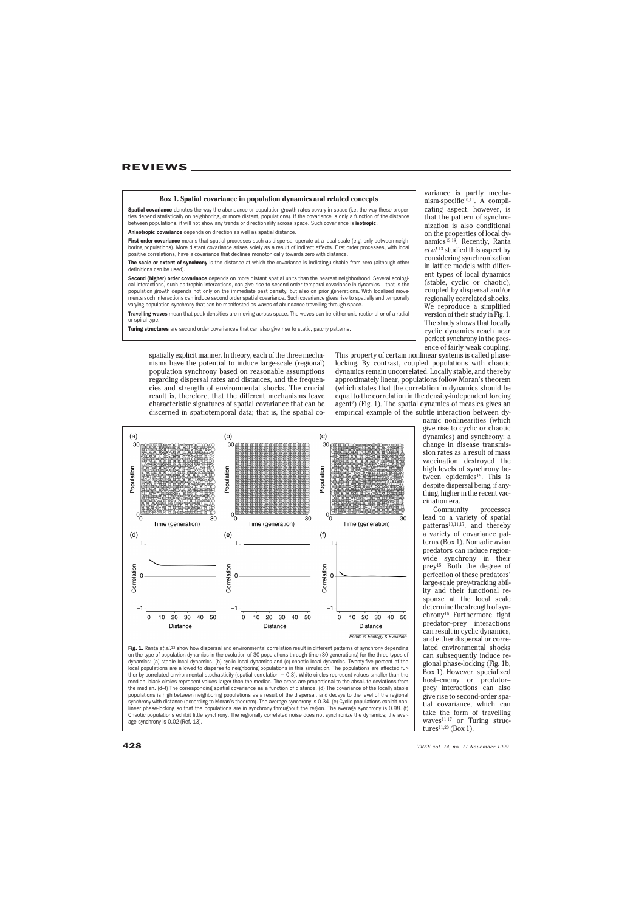## Box 1. Spatial covariance in population dynamics and related concepts

**Spatial covariance** denotes the way the abundance or population growth rates covary in space (i.e. the way these properties depend statistically on neighboring, or more distant, populations). If the covariance is only a function of the distance between populations, it will not show any trends or directionality across space. Such covariance is **isotropic**.

**Anisotropic covariance** depends on direction as well as spatial distance.

**First order covariance** means that spatial processes such as dispersal operate at a local scale (e.g. only between neighboring populations). More distant covariance arises solely as a result of indirect effects. First order processes, with local positive correlations, have a covariance that declines monotonically towards zero with distance.

**The scale or extent of synchrony** is the distance at which the covariance is indistinguishable from zero (although other definitions can be used).

**Second (higher) order covariance** depends on more distant spatial units than the nearest neighborhood. Several ecological interactions, such as trophic interactions, can give rise to second order temporal covariance in dynamics – that is the population growth depends not only on the immediate past density, but also on prior generations. With localized movements such interactions can induce second order spatial covariance. Such covariance gives rise to spatially and temporally varying population synchrony that can be manifested as waves of abundance travelling through space.

**Travelling waves** mean that peak densities are moving across space. The waves can be either unidirectional or of a radial or spiral type.

**Turing structures** are second order covariances that can also give rise to static, patchy patterns.

spatially explicit manner. In theory, each of the three mechanisms have the potential to induce large-scale (regional) population synchrony based on reasonable assumptions regarding dispersal rates and distances, and the frequencies and strength of environmental shocks. The crucial result is, therefore, that the different mechanisms leave characteristic signatures of spatial covariance that can be discerned in spatiotemporal data; that is, the spatial covariance is partly mechanism-specific[10,11]. A complicating aspect, however, is that the pattern of synchronization is also conditional on the properties of local dynamics[13,18]. Recently, Ranta *et al.*[13] studied this aspect by considering synchronization in lattice models with different types of local dynamics (stable, cyclic or chaotic), coupled by dispersal and/or regionally correlated shocks. We reproduce a simplified version of their study in Fig. 1. The study shows that locally cyclic dynamics reach near perfect synchrony in the presence of fairly weak coupling. This property of certain nonlinear systems is called phase-locking. By contrast, coupled populations with chaotic dynamics remain uncorrelated. Locally stable, and thereby approximately linear, populations follow Moran's theorem (which states that the correlation in dynamics should be equal to the correlation in the density-independent forcing agent[2]) (Fig. 1). The spatial dynamics of measles gives an empirical example of the subtle interaction between dynamic nonlinearities (which give rise to cyclic or chaotic dynamics) and synchrony: a change in disease transmission rates as a result of mass vaccination destroyed the high levels of synchrony between epidemics[19]. This is despite dispersal being, if anything, higher in the recent vaccination era.

**Fig. 1.** Ranta *et al.*[13] show how dispersal and environmental correlation result in different patterns of synchrony depending on the type of population dynamics in the evolution of 30 populations through time (30 generations) for the three types of dynamics: (a) stable local dynamics, (b) cyclic local dynamics and (c) chaotic local dynamics. Twenty-five percent of the local populations are allowed to disperse to neighboring populations in this simulation. The populations are affected further by correlated environmental stochasticity (spatial correlation = 0.3). White circles represent values smaller than the median, black circles represent values larger than the median. The areas are proportional to the absolute deviations from the median. (d–f) The corresponding spatial covariance as a function of distance. (d) The covariance of the locally stable populations is high between neighboring populations as a result of the dispersal, and decays to the level of the regional synchrony with distance (according to Moran's theorem). The average synchrony is 0.34. (e) Cyclic populations exhibit nonlinear phase-locking so that the populations are in synchrony throughout the region. The average synchrony is 0.98. (f) Chaotic populations exhibit little synchrony. The regionally correlated noise does not synchronize the dynamics; the average synchrony is 0.02 (Ref. 13).

Community processes lead to a variety of spatial patterns[10,11,17], and thereby a variety of covariance patterns (Box 1). Nomadic avian predators can induce region-wide synchrony in their prey[15]. Both the degree of perfection of these predators' large-scale prey-tracking ability and their functional response at the local scale determine the strength of synchrony[16]. Furthermore, tight predator–prey interactions can result in cyclic dynamics, and either dispersal or correlated environmental shocks can subsequently induce regional phase-locking (Fig. 1b, Box 1). However, specialized host–enemy or predator–prey interactions can also give rise to second-order spatial covariance, which can take the form of travelling waves[11,17] or Turing structures[11,20] (Box 1).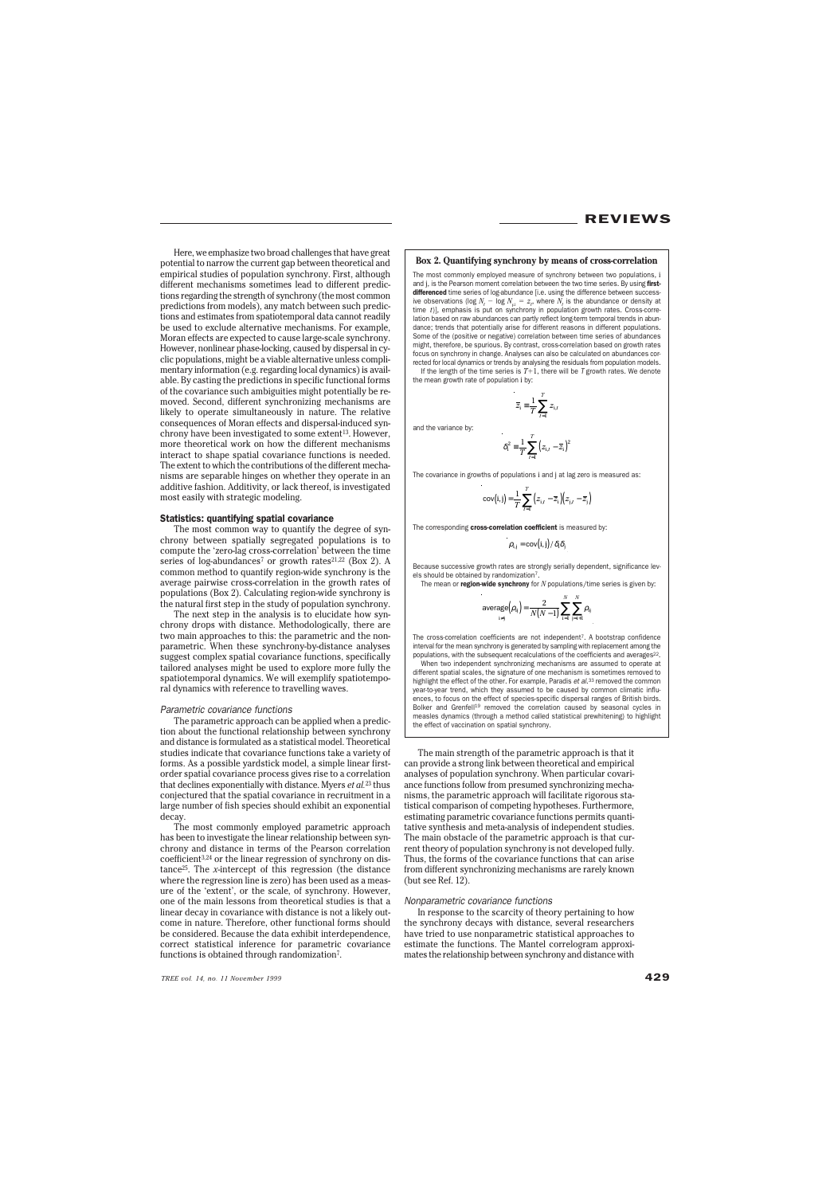Here, we emphasize two broad challenges that have great potential to narrow the current gap between theoretical and empirical studies of population synchrony. First, although different mechanisms sometimes lead to different predictions regarding the strength of synchrony (the most common predictions from models), any match between such predictions and estimates from spatiotemporal data cannot readily be used to exclude alternative mechanisms. For example, Moran effects are expected to cause large-scale synchrony. However, nonlinear phase-locking, caused by dispersal in cyclic populations, might be a viable alternative unless complimentary information (e.g. regarding local dynamics) is available. By casting the predictions in specific functional forms of the covariance such ambiguities might potentially be removed. Second, different synchronizing mechanisms are likely to operate simultaneously in nature. The relative consequences of Moran effects and dispersal-induced synchrony have been investigated to some extent[13]. However, more theoretical work on how the different mechanisms interact to shape spatial covariance functions is needed. The extent to which the contributions of the different mechanisms are separable hinges on whether they operate in an additive fashion. Additivity, or lack thereof, is investigated most easily with strategic modeling.

## Statistics: quantifying spatial covariance

The most common way to quantify the degree of synchrony between spatially segregated populations is to compute the 'zero-lag cross-correlation' between the time series of log-abundances[7] or growth rates[21,22] (Box 2). A common method to quantify region-wide synchrony is the average pairwise cross-correlation in the growth rates of populations (Box 2). Calculating region-wide synchrony is the natural first step in the study of population synchrony.

The next step in the analysis is to elucidate how synchrony drops with distance. Methodologically, there are two main approaches to this: the parametric and the nonparametric. When these synchrony-by-distance analyses suggest complex spatial covariance functions, specifically tailored analyses might be used to explore more fully the spatiotemporal dynamics. We will exemplify spatiotemporal dynamics with reference to travelling waves.

### *Parametric covariance functions*

The parametric approach can be applied when a prediction about the functional relationship between synchrony and distance is formulated as a statistical model. Theoretical studies indicate that covariance functions take a variety of forms. As a possible yardstick model, a simple linear first-order spatial covariance process gives rise to a correlation that declines exponentially with distance. Myers *et al.*[23] thus conjectured that the spatial covariance in recruitment in a large number of fish species should exhibit an exponential decay.

The most commonly employed parametric approach has been to investigate the linear relationship between synchrony and distance in terms of the Pearson correlation coefficient[3,24] or the linear regression of synchrony on distance[25]. The *x*-intercept of this regression (the distance where the regression line is zero) has been used as a measure of the 'extent', or the scale, of synchrony. However, one of the main lessons from theoretical studies is that a linear decay in covariance with distance is not a likely outcome in nature. Therefore, other functional forms should be considered. Because the data exhibit interdependence, correct statistical inference for parametric covariance functions is obtained through randomization[7].

---

**Box 2. Quantifying synchrony by means of cross-correlation**

The most commonly employed measure of synchrony between two populations, i and j, is the Pearson moment correlation between the two time series. By using **first-differenced** time series of log-abundance [i.e. using the difference between successive observations ($\log N_t - \log N_{t-1} = z_t$, where $N_t$ is the abundance or density at time $t$)], emphasis is put on synchrony in population growth rates. Cross-correlation based on raw abundances can partly reflect long-term temporal trends in abundance; trends that potentially arise for different reasons in different populations. Some of the (positive or negative) correlation between time series of abundances might, therefore, be spurious. By contrast, cross-correlation based on growth rates focus on synchrony in change. Analyses can also be calculated on abundances corrected for local dynamics or trends by analysing the residuals from population models.

If the length of the time series is $T+1$, there will be $T$ growth rates. We denote the mean growth rate of population i by:

$$\bar{z}_i = \frac{1}{T}\sum_{t=1}^{T} z_{i,t}$$

and the variance by:

$$\hat{\sigma}_i^2 = \frac{1}{T}\sum_{t=1}^{T}\left(z_{i,t} - \bar{z}_i\right)^2$$

The covariance in growths of populations i and j at lag zero is measured as:

$$\mathrm{cov}(i,j) = \frac{1}{T}\sum_{t=1}^{T}\left(z_{i,t} - \bar{z}_i\right)\left(z_{j,t} - \bar{z}_j\right)$$

The corresponding **cross-correlation coefficient** is measured by:

$$\hat{\rho}_{ij} = \mathrm{cov}(i,j)/\hat{\sigma}_i\hat{\sigma}_j$$

Because successive growth rates are strongly serially dependent, significance levels should be obtained by randomization[7].

The mean or **region-wide synchrony** for $N$ populations/time series is given by:

$$\underset{i \neq j}{\mathrm{average}}\left(\hat{\rho}_{ij}\right) = \frac{2}{N(N-1)}\sum_{i=1}^{N}\sum_{j=i+1}^{N}\hat{\rho}_{ij}$$

The cross-correlation coefficients are not independent[7]. A bootstrap confidence interval for the mean synchrony is generated by sampling with replacement among the populations, with the subsequent recalculations of the coefficients and averages[22].

When two independent synchronizing mechanisms are assumed to operate at different spatial scales, the signature of one mechanism is sometimes removed to highlight the effect of the other. For example, Paradis *et al.*[33] removed the common year-to-year trend, which they assumed to be caused by common climatic influences, to focus on the effect of species-specific dispersal ranges of British birds. Bolker and Grenfell[19] removed the correlation caused by seasonal cycles in measles dynamics (through a method called statistical prewhitening) to highlight the effect of vaccination on spatial synchrony.

---

The main strength of the parametric approach is that it can provide a strong link between theoretical and empirical analyses of population synchrony. When particular covariance functions follow from presumed synchronizing mechanisms, the parametric approach will facilitate rigorous statistical comparison of competing hypotheses. Furthermore, estimating parametric covariance functions permits quantitative synthesis and meta-analysis of independent studies. The main obstacle of the parametric approach is that current theory of population synchrony is not developed fully. Thus, the forms of the covariance functions that can arise from different synchronizing mechanisms are rarely known (but see Ref. 12).

### *Nonparametric covariance functions*

In response to the scarcity of theory pertaining to how the synchrony decays with distance, several researchers have tried to use nonparametric statistical approaches to estimate the functions. The Mantel correlogram approximates the relationship between synchrony and distance with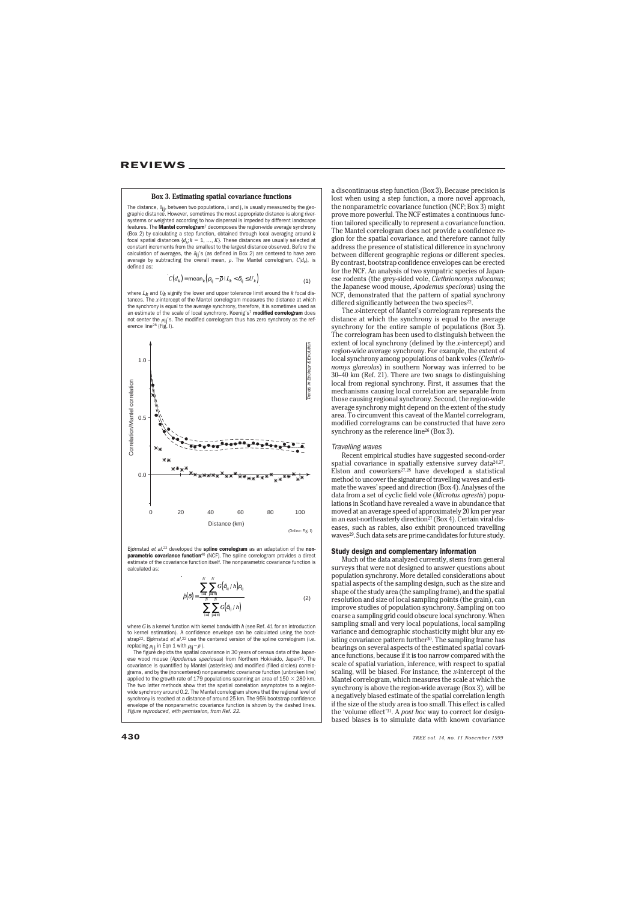### Box 3. Estimating spatial covariance functions

The distance, $\delta_{ij}$, between two populations, i and j, is usually measured by the geographic distance. However, sometimes the most appropriate distance is along river-systems or weighted according to how dispersal is impeded by different landscape features. The **Mantel correlogram**[7] decomposes the region-wide average synchrony (Box 2) by calculating a step function, obtained through local averaging around $k$ focal spatial distances $\{d_k; k = 1, \ldots, K\}$. These distances are usually selected at constant increments from the smallest to the largest distance observed. Before the calculation of averages, the $\delta_{ij}$'s (as defined in Box 2) are centered to have zero average by subtracting the overall mean, $\rho$. The Mantel correlogram, $C(d_k)$, is defined as:

$$C(d_k) = \text{mean}_k\left(\rho_{ij} - \bar{\rho} \mid L_k < \delta_{ij} \leq U_k\right) \qquad (1)$$

where $L_k$ and $U_k$ signify the lower and upper tolerance limit around the $k$ focal distances. The $x$-intercept of the Mantel correlogram measures the distance at which the synchrony is equal to the average synchrony, therefore, it is sometimes used as an estimate of the scale of local synchrony. Koenig's[7] **modified correlogram** does not center the $\rho_{ij}$'s. The modified correlogram thus has zero synchrony as the reference line[26] (Fig. I).

(Online: Fig. I)

Bjørnstad *et al.*[22] developed the **spline correlogram** as an adaptation of the **nonparametric covariance function**[40] (NCF). The spline correlogram provides a direct estimate of the covariance function itself. The nonparametric covariance function is calculated as:

$$\hat{\rho}(\delta) = \frac{\sum_{i=1}^{N}\sum_{j=i+1}^{N} G(\delta_{ij}/h)\rho_{ij}}{\sum_{i=1}^{N}\sum_{j=i+1}^{N} G(\delta_{ij}/h)} \qquad (2)$$

where $G$ is a kernel function with kernel bandwidth $h$ (see Ref. 41 for an introduction to kernel estimation). A confidence envelope can be calculated using the bootstrap[22]. Bjørnstad *et al.*[22] use the centered version of the spline correlogram (i.e. replacing $\rho_{ij}$ in Eqn 1 with $\rho_{ij} - \bar{\rho}$).

The figure depicts the spatial covariance in 30 years of census data of the Japanese wood mouse (*Apodemus speciosus*) from Northern Hokkaido, Japan[22]. The covariance is quantified by Mantel (asterisks) and modified (filled circles) correlograms, and by the (noncentered) nonparametric covariance function (unbroken line) applied to the growth rate of 179 populations spanning an area of 150 × 280 km. The two latter methods show that the spatial correlation asymptotes to a region-wide synchrony around 0.2. The Mantel correlogram shows that the regional level of synchrony is reached at a distance of around 25 km. The 95% bootstrap confidence envelope of the nonparametric covariance function is shown by the dashed lines. *Figure reproduced, with permission, from Ref. 22.*

a discontinuous step function (Box 3). Because precision is lost when using a step function, a more novel approach, the nonparametric covariance function (NCF; Box 3) might prove more powerful. The NCF estimates a continuous function tailored specifically to represent a covariance function. The Mantel correlogram does not provide a confidence region for the spatial covariance, and therefore cannot fully address the presence of statistical difference in synchrony between different geographic regions or different species. By contrast, bootstrap confidence envelopes can be erected for the NCF. An analysis of two sympatric species of Japanese rodents (the grey-sided vole, *Clethrionomys rufocanus*; the Japanese wood mouse, *Apodemus speciosus*) using the NCF, demonstrated that the pattern of spatial synchrony differed significantly between the two species[22].

The *x*-intercept of Mantel's correlogram represents the distance at which the synchrony is equal to the average synchrony for the entire sample of populations (Box 3). The correlogram has been used to distinguish between the extent of local synchrony (defined by the *x*-intercept) and region-wide average synchrony. For example, the extent of local synchrony among populations of bank voles (*Clethrionomys glareolus*) in southern Norway was inferred to be 30–40 km (Ref. 21). There are two snags to distinguishing local from regional synchrony. First, it assumes that the mechanisms causing local correlation are separable from those causing regional synchrony. Second, the region-wide average synchrony might depend on the extent of the study area. To circumvent this caveat of the Mantel correlogram, modified correlograms can be constructed that have zero synchrony as the reference line[26] (Box 3).

*Travelling waves*

Recent empirical studies have suggested second-order spatial covariance in spatially extensive survey data[24,27]. Elston and coworkers[27,28] have developed a statistical method to uncover the signature of travelling waves and estimate the waves' speed and direction (Box 4). Analyses of the data from a set of cyclic field vole (*Microtus agrestis*) populations in Scotland have revealed a wave in abundance that moved at an average speed of approximately 20 km per year in an east-northeasterly direction[27] (Box 4). Certain viral diseases, such as rabies, also exhibit pronounced travelling waves[29]. Such data sets are prime candidates for future study.

#### Study design and complementary information

Much of the data analyzed currently, stems from general surveys that were not designed to answer questions about population synchrony. More detailed considerations about spatial aspects of the sampling design, such as the size and shape of the study area (the sampling frame), and the spatial resolution and size of local sampling points (the grain), can improve studies of population synchrony. Sampling on too coarse a sampling grid could obscure local synchrony. When sampling small and very local populations, local sampling variance and demographic stochasticity might blur any existing covariance pattern further[30]. The sampling frame has bearings on several aspects of the estimated spatial covariance functions, because if it is too narrow compared with the scale of spatial variation, inference, with respect to spatial scaling, will be biased. For instance, the *x*-intercept of the Mantel correlogram, which measures the scale at which the synchrony is above the region-wide average (Box 3), will be a negatively biased estimate of the spatial correlation length if the size of the study area is too small. This effect is called the 'volume effect'[31]. A *post hoc* way to correct for design-based biases is to simulate data with known covariance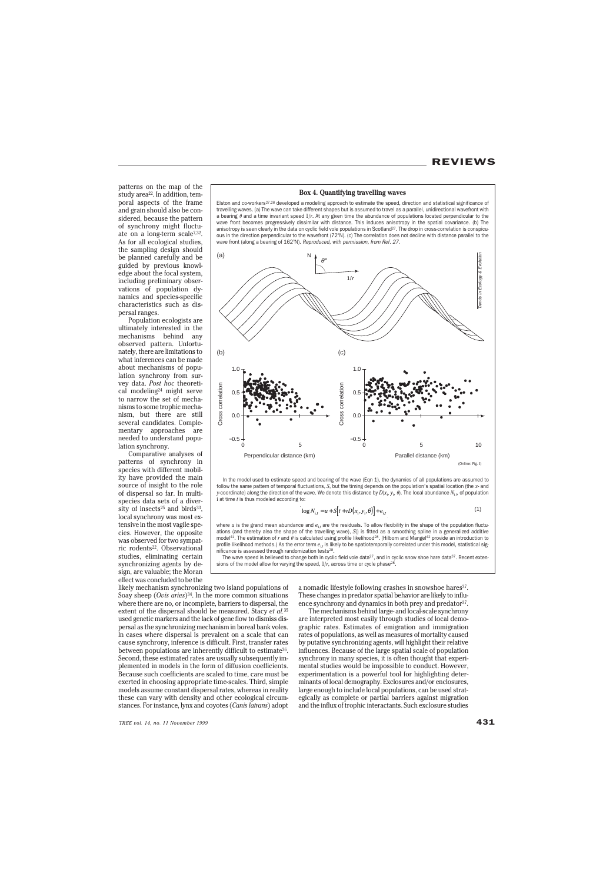patterns on the map of the study area[22]. In addition, temporal aspects of the frame and grain should also be considered, because the pattern of synchrony might fluctuate on a long-term scale[7,32]. As for all ecological studies, the sampling design should be planned carefully and be guided by previous knowledge about the focal system, including preliminary observations of population dynamics and species-specific characteristics such as dispersal ranges.

Population ecologists are ultimately interested in the mechanisms behind any observed pattern. Unfortunately, there are limitations to what inferences can be made about mechanisms of population synchrony from survey data. *Post hoc* theoretical modeling[24] might serve to narrow the set of mechanisms to some trophic mechanism, but there are still several candidates. Complementary approaches are needed to understand population synchrony.

Comparative analyses of patterns of synchrony in species with different mobility have provided the main source of insight to the role of dispersal so far. In multispecies data sets of a diversity of insects[25] and birds[33], local synchrony was most extensive in the most vagile species. However, the opposite was observed for two sympatric rodents[22]. Observational studies, eliminating certain synchronizing agents by design, are valuable; the Moran effect was concluded to be the likely mechanism synchronizing two island populations of Soay sheep (*Ovis aries*)[34]. In the more common situations where there are no, or incomplete, barriers to dispersal, the extent of the dispersal should be measured. Stacy *et al.*[35] used genetic markers and the lack of gene flow to dismiss dispersal as the synchronizing mechanism in boreal bank voles. In cases where dispersal is prevalent on a scale that can cause synchrony, inference is difficult. First, transfer rates between populations are inherently difficult to estimate[36]. Second, these estimated rates are usually subsequently implemented in models in the form of diffusion coefficients. Because such coefficients are scaled to time, care must be exerted in choosing appropriate time-scales. Third, simple models assume constant dispersal rates, whereas in reality these can vary with density and other ecological circumstances. For instance, lynx and coyotes (*Canis latrans*) adopt a nomadic lifestyle following crashes in snowshoe hares[37]. These changes in predator spatial behavior are likely to influence synchrony and dynamics in both prey and predator[37].

The mechanisms behind large- and local-scale synchrony are interpreted most easily through studies of local demographic rates. Estimates of emigration and immigration rates of populations, as well as measures of mortality caused by putative synchronizing agents, will highlight their relative influences. Because of the large spatial scale of population synchrony in many species, it is often thought that experimental studies would be impossible to conduct. However, experimentation is a powerful tool for highlighting determinants of local demography. Exclosures and/or enclosures, large enough to include local populations, can be used strategically as complete or partial barriers against migration and the influx of trophic interactants. Such exclosure studies

### Box 4. Quantifying travelling waves

Elston and co-workers[27,28] developed a modeling approach to estimate the speed, direction and statistical significance of travelling waves. (a) The wave can take different shapes but is assumed to travel as a parallel, unidirectional wavefront with a bearing $\theta$ and a time invariant speed $1/r$. At any given time the abundance of populations located perpendicular to the wave front becomes progressively dissimilar with distance. This induces anisotropy in the spatial covariance. (b) The anisotropy is seen clearly in the data on cyclic field vole populations in Scotland[27]. The drop in cross-correlation is conspicuous in the direction perpendicular to the wavefront (72°N). (c) The correlation does not decline with distance parallel to the wave front (along a bearing of 162°N). *Reproduced, with permission, from Ref. 27.*

In the model used to estimate speed and bearing of the wave (Eqn 1), the dynamics of all populations are assumed to follow the same pattern of temporal fluctuations, $S$, but the timing depends on the population's spatial location (the $x$- and $y$-coordinate) along the direction of the wave. We denote this distance by $D(x_i, y_i, \theta)$. The local abundance $N_{i,t}$, of population $i$ at time $t$ is thus modeled according to:

$$\log N_{i,t} = u + S\left[t + rD(x_i, y_i, \theta)\right] + e_{i,t} \quad (1)$$

where $u$ is the grand mean abundance and $e_{i,t}$ are the residuals. To allow flexibility in the shape of the population fluctuations (and thereby also the shape of the travelling wave), $S()$ is fitted as a smoothing spline in a generalized additive model[41]. The estimation of $r$ and $\theta$ is calculated using profile likelihood[28]. (Hilborn and Mangel[42] provide an introduction to profile likelihood methods.) As the error term $e_{i,t}$ is likely to be spatiotemporally correlated under this model, statistical significance is assessed through randomization tests[28].

The wave speed is believed to change both in cyclic field vole data[27], and in cyclic snow shoe hare data[37]. Recent extensions of the model allow for varying the speed, $1/r$, across time or cycle phase[28].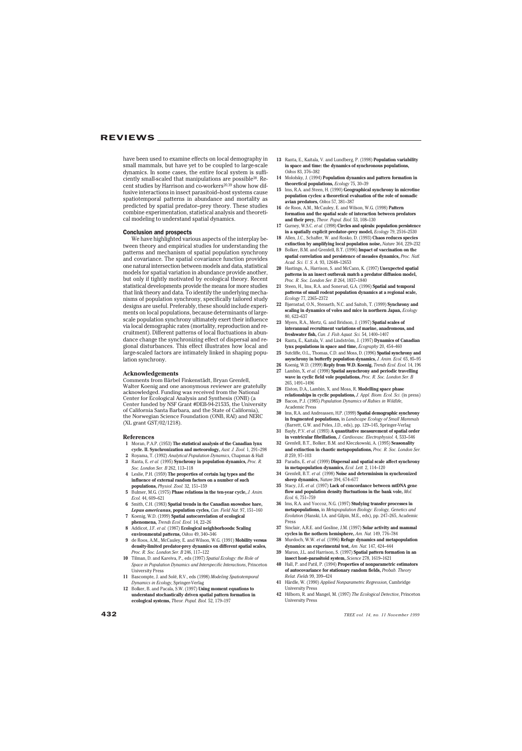have been used to examine effects on local demography in small mammals, but have yet to be coupled to large-scale dynamics. In some cases, the entire focal system is sufficiently small-scaled that manipulations are possible[38]. Recent studies by Harrison and co-workers[20,39] show how diffusive interactions in insect parasitoid–host systems cause spatiotemporal patterns in abundance and mortality as predicted by spatial predator–prey theory. These studies combine experimentation, statistical analysis and theoretical modeling to understand spatial dynamics.

### Conclusion and prospects

We have highlighted various aspects of the interplay between theory and empirical studies for understanding the patterns and mechanism of spatial population synchrony and covariance. The spatial covariance function provides one natural intersection between models and data, statistical models for spatial variation in abundance provide another, but only if tightly motivated by ecological theory. Recent statistical developments provide the means for more studies that link theory and data. To identify the underlying mechanisms of population synchrony, specifically tailored study designs are useful. Preferably, these should include experiments on local populations, because determinants of large-scale population synchrony ultimately exert their influence via local demographic rates (mortality, reproduction and recruitment). Different patterns of local fluctuations in abundance change the synchronizing effect of dispersal and regional disturbances. This effect illustrates how local and large-scaled factors are intimately linked in shaping population synchrony.

### Acknowledgements

Comments from Bärbel Finkenstädt, Bryan Grenfell, Walter Koenig and one anonymous reviewer are gratefully acknowledged. Funding was received from the National Center for Ecological Analysis and Synthesis (ONB) (a Center funded by NSF Grant #DEB-94-21535, the University of California Santa Barbara, and the State of California), the Norwegian Science Foundation (ONB, RAI) and NERC (XL grant GST/02/1218).

### References

1 Moran, P.A.P. (1953) **The statistical analysis of the Canadian lynx cycle. II. Synchronization and meteorology,** *Aust. J. Zool.* 1, 291–298

2 Royama, T. (1992) *Analytical Population Dynamics*, Chapman & Hall

3 Ranta, E. *et al.* (1995) **Synchrony in population dynamics,** *Proc. R. Soc. London Ser. B* 262, 113–118

4 Leslie, P.H. (1959) **The properties of certain lag types and the influence of external random factors on a number of such populations,** *Physiol. Zool.* 32, 151–159

5 Bulmer, M.G. (1975) **Phase relations in the ten-year cycle,** *J. Anim. Ecol.* 44, 609–621

6 Smith, C.H. (1983) **Spatial trends in the Canadian snowshoe hare,** ***Lepus americanus*****, population cycles,** *Can. Field Nat.* 97, 151–160

7 Koenig, W.D. (1999) **Spatial autocorrelation of ecological phenomena,** *Trends Ecol. Evol.* 14, 22–26

8 Addicot, J.F. *et al.* (1987) **Ecological neighborhoods: Scaling environmental patterns,** *Oikos* 49, 340–346

9 de Roos, A.M., McCauley, E. and Wilson, W.G. (1991) **Mobility versus density-limited predator-prey dynamics on different spatial scales,** *Proc. R. Soc. London Ser. B* 246, 117–122

10 Tilman, D. and Kareiva, P., eds (1997) *Spatial Ecology: the Role of Space in Population Dynamics and Interspecific Interactions*, Princeton University Press

11 Bascompte, J. and Solé, R.V., eds (1998) *Modeling Spatiotemporal Dynamics in Ecology*, Springer-Verlag

12 Bolker, B. and Pacala, S.W. (1997) **Using moment equations to understand stochastically driven spatial pattern formation in ecological systems,** *Theor. Popul. Biol.* 52, 179–197

13 Ranta, E., Kaitala, V. and Lundberg, P. (1998) **Population variability in space and time: the dynamics of synchronous populations,** *Oikos* 83, 376–382

14 Molofsky, J. (1994) **Population dynamics and pattern formation in theoretical populations,** *Ecology* 75, 30–39

15 Ims, R.A. and Steen, H. (1990) **Geographical synchrony in microtine population cycles: a theoretical evaluation of the role of nomadic avian predators,** *Oikos* 57, 381–387

16 de Roos, A.M., McCauley, E. and Wilson, W.G. (1998) **Pattern formation and the spatial scale of interaction between predators and their prey,** *Theor. Popul. Biol.* 53, 108–130

17 Gurney, W.S.C. *et al.* (1998) **Circles and spirals: population persistence in a spatially explicit predator–prey model,** *Ecology* 79, 2516–2530

18 Allen, J.C., Schaffer, W. and Rosko, D. (1993) **Chaos reduces species extinction by amplifying local population noise,** *Nature* 364, 229–232

19 Bolker, B.M. and Grenfell, B.T. (1996) **Impact of vaccination on the spatial correlation and persistence of measles dynamics,** *Proc. Natl. Acad. Sci. U. S. A.* 93, 12648–12653

20 Hastings, A., Harrison, S. and McCann, K. (1997) **Unexpected spatial patterns in an insect outbreak match a predator diffusion model,** *Proc. R. Soc. London Ser. B* 264, 1837–1840

21 Steen, H., Ims, R.A. and Sonerud, G.A. (1996) **Spatial and temporal patterns of small rodent population dynamics at a regional scale,** *Ecology* 77, 2365–2372

22 Bjørnstad, O.N., Stenseth, N.C. and Saitoh, T. (1999) **Synchrony and scaling in dynamics of voles and mice in northern Japan,** *Ecology* 80, 622–637

23 Myers, R.A., Mertz, G. and Bridson, J. (1997) **Spatial scales of interannual recruitment variations of marine, anadromous, and freshwater fish,** *Can. J. Fish Aquat. Sci.* 54, 1400–1407

24 Ranta, E., Kaitala, V. and Lindström, J. (1997) **Dynamics of Canadian lynx populations in space and time,** *Ecography* 20, 454–460

25 Sutcliffe, O.L., Thomas, C.D. and Moss, D. (1996) **Spatial synchrony and asynchrony in butterfly population dynamics,** *J. Anim. Ecol.* 65, 85–95

26 Koenig, W.D. (1999) **Reply from W.D. Koenig,** *Trends Ecol. Evol.* 14, 196

27 Lambin, X. *et al.* (1998) **Spatial asynchrony and periodic travelling wave in cyclic field vole populations,** *Proc. R. Soc. London Ser. B* 265, 1491–1496

28 Elston, D.A., Lambin, X. and Moss, R. **Modelling space phase relationships in cyclic populations,** *J. Appl. Biom. Ecol. Sci.* (in press)

29 Bacon, P.J. (1985) *Population Dynamics of Rabies in Wildlife*, Academic Press

30 Ims, R.A. and Andreassen, H.P. (1999) **Spatial demographic synchrony in fragmented populations,** in *Landscape Ecology of Small Mammals* (Barrett, G.W. and Peles, J.D., eds), pp. 129–145, Springer-Verlag

31 Bayly, P.V. *et al.* (1993) **A quantitative measurement of spatial order in ventricular fibrillation,** *J. Cardiovasc. Electrophysiol.* 4, 533–546

32 Grenfell, B.T., Bolker, B.M. and Kleczkowski, A. (1995) **Seasonality and extinction in chaotic metapopulations,** *Proc. R. Soc. London Ser. B* 259, 97–103

33 Paradis, E. *et al.* (1999) **Dispersal and spatial scale affect synchrony in metapopulation dynamics,** *Ecol. Lett.* 2, 114–120

34 Grenfell, B.T. *et al.* (1998) **Noise and determinism in synchronized sheep dynamics,** *Nature* 394, 674–677

35 Stacy, J.E. *et al.* (1997) **Lack of concordance between mtDNA gene flow and population density fluctuations in the bank vole,** *Mol. Ecol.* 6, 751–759

36 Ims, R.A. and Yoccoz, N.G. (1997) **Studying transfer processes in metapopulations,** in *Metapopulation Biology: Ecology, Genetics and Evolution* (Hanski, I.A. and Gilpin, M.E., eds), pp. 247–265, Academic Press

37 Sinclair, A.R.E. and Gosline, J.M. (1997) **Solar activity and mammal cycles in the nothern hemisphere,** *Am. Nat.* 149, 776–784

38 Murdoch, W.W. *et al.* (1996) **Refuge dynamics and metapopulation dynamics: an experimental test,** *Am. Nat.* 147, 424–444

39 Maron, J.L. and Harrison, S. (1997) **Spatial pattern formation in an insect host–parasitoid system,** *Science* 278, 1619–1621

40 Hall, P. and Patil, P. (1994) **Properties of nonparametric estimators of autocovariance for stationary random fields,** *Probab. Theory Relat. Fields* 99, 399–424

41 Härdle, W. (1990) *Applied Nonparametric Regression*, Cambridge University Press

42 Hilborn, R. and Mangel, M. (1997) *The Ecological Detective*, Princeton University Press